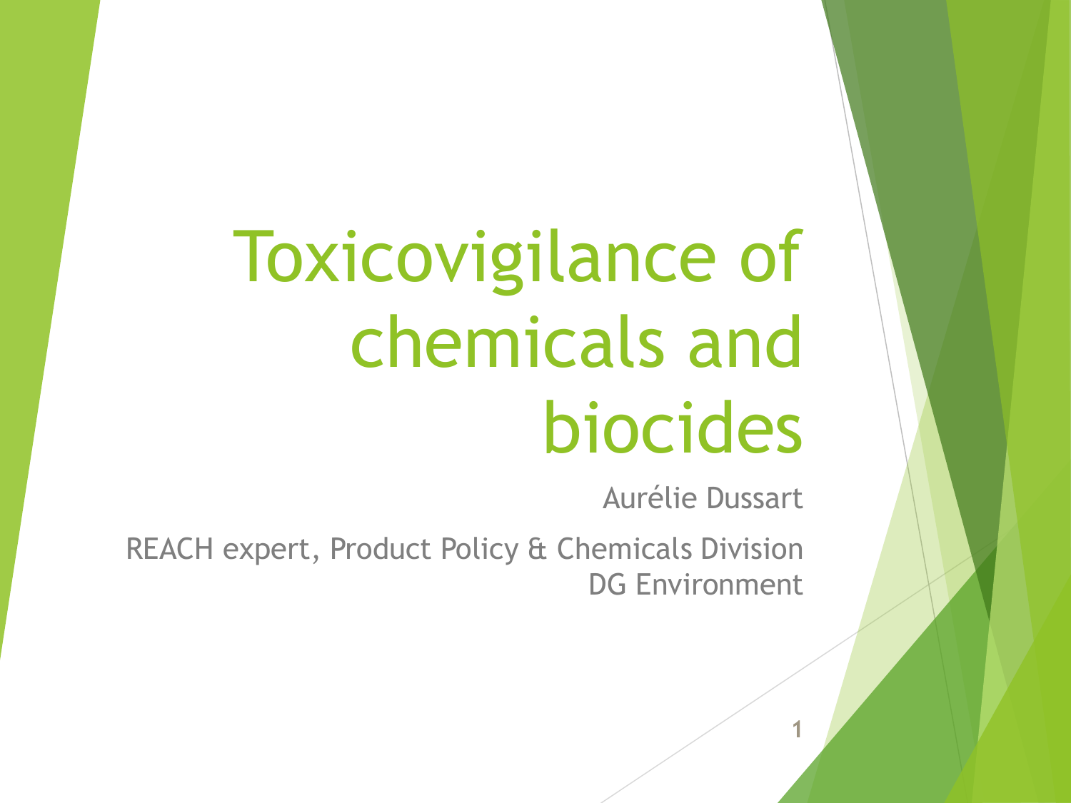# Toxicovigilance of chemicals and biocides

Aurélie Dussart

REACH expert, Product Policy & Chemicals Division
DG Environment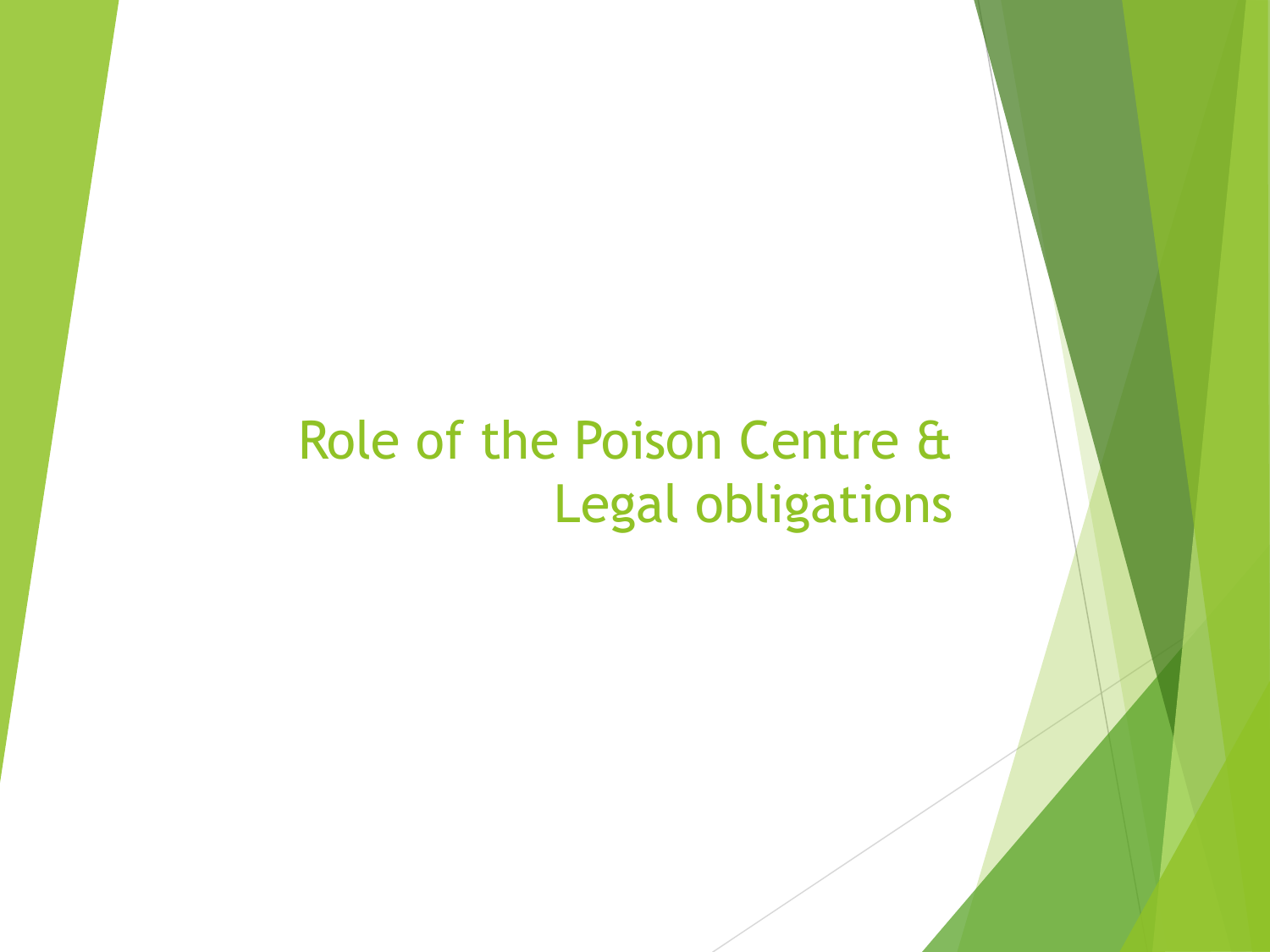# Role of the Poison Centre & Legal obligations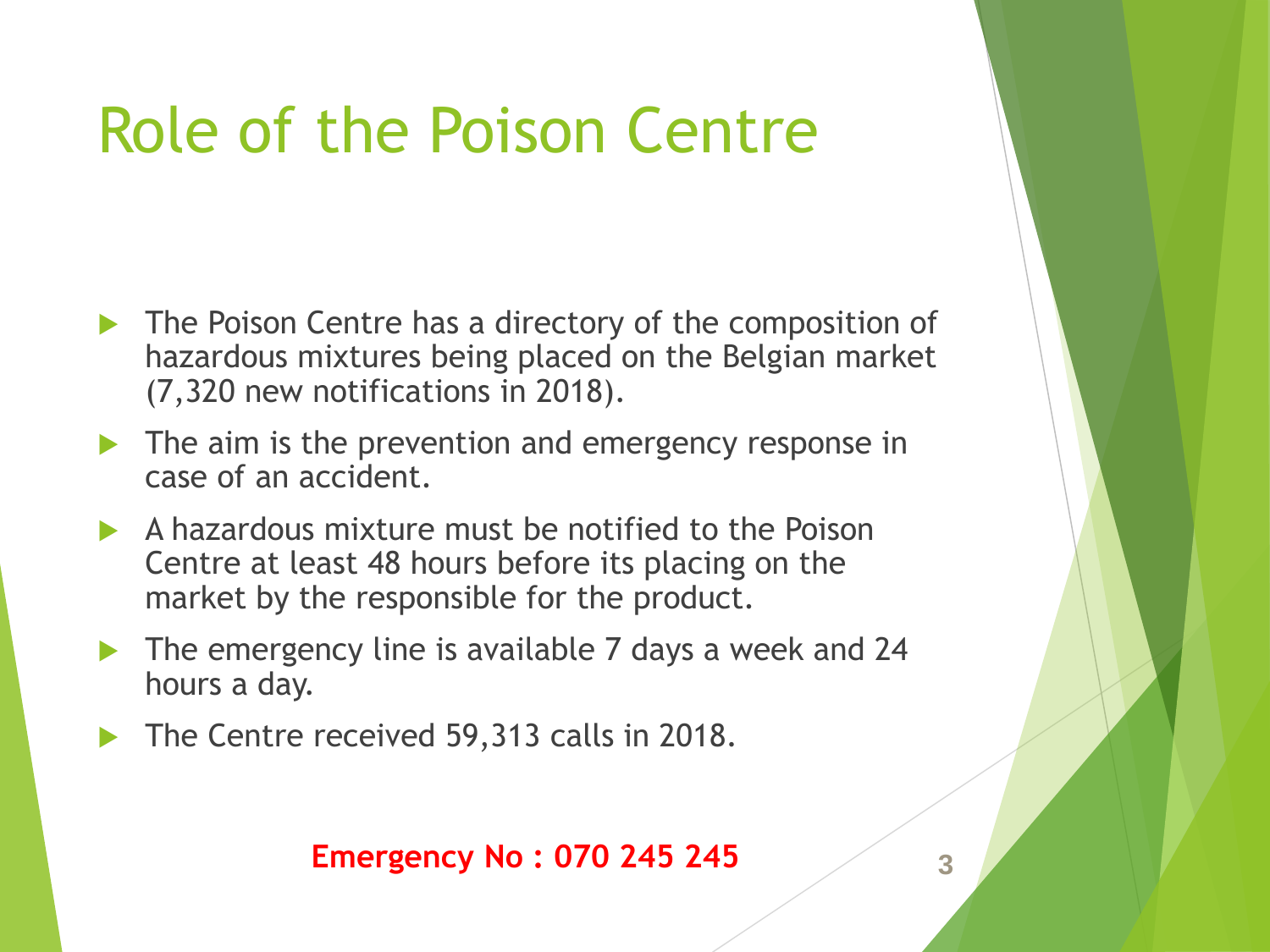# Role of the Poison Centre

- The Poison Centre has a directory of the composition of hazardous mixtures being placed on the Belgian market (7,320 new notifications in 2018).
- The aim is the prevention and emergency response in case of an accident.
- A hazardous mixture must be notified to the Poison Centre at least 48 hours before its placing on the market by the responsible for the product.
- The emergency line is available 7 days a week and 24 hours a day.
- The Centre received 59,313 calls in 2018.

**Emergency No : 070 245 245**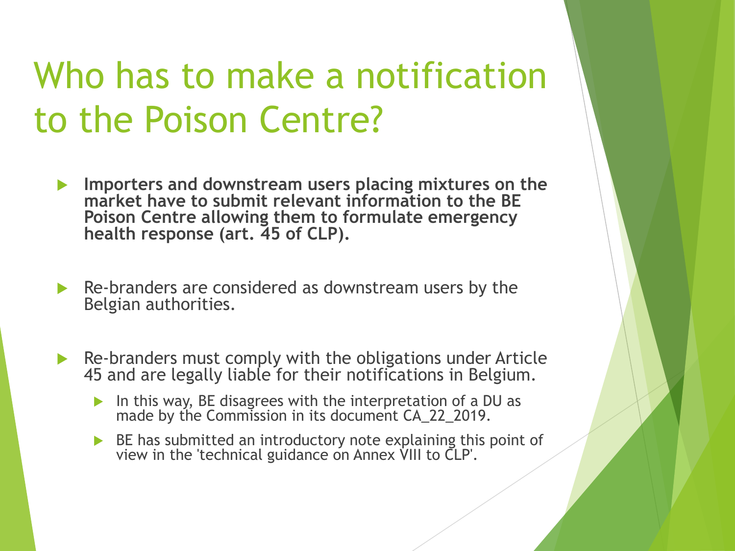# Who has to make a notification to the Poison Centre?

- **Importers and downstream users placing mixtures on the market have to submit relevant information to the BE Poison Centre allowing them to formulate emergency health response (art. 45 of CLP).**

- Re-branders are considered as downstream users by the Belgian authorities.

- Re-branders must comply with the obligations under Article 45 and are legally liable for their notifications in Belgium.
  - In this way, BE disagrees with the interpretation of a DU as made by the Commission in its document CA_22_2019.
  - BE has submitted an introductory note explaining this point of view in the 'technical guidance on Annex VIII to CLP'.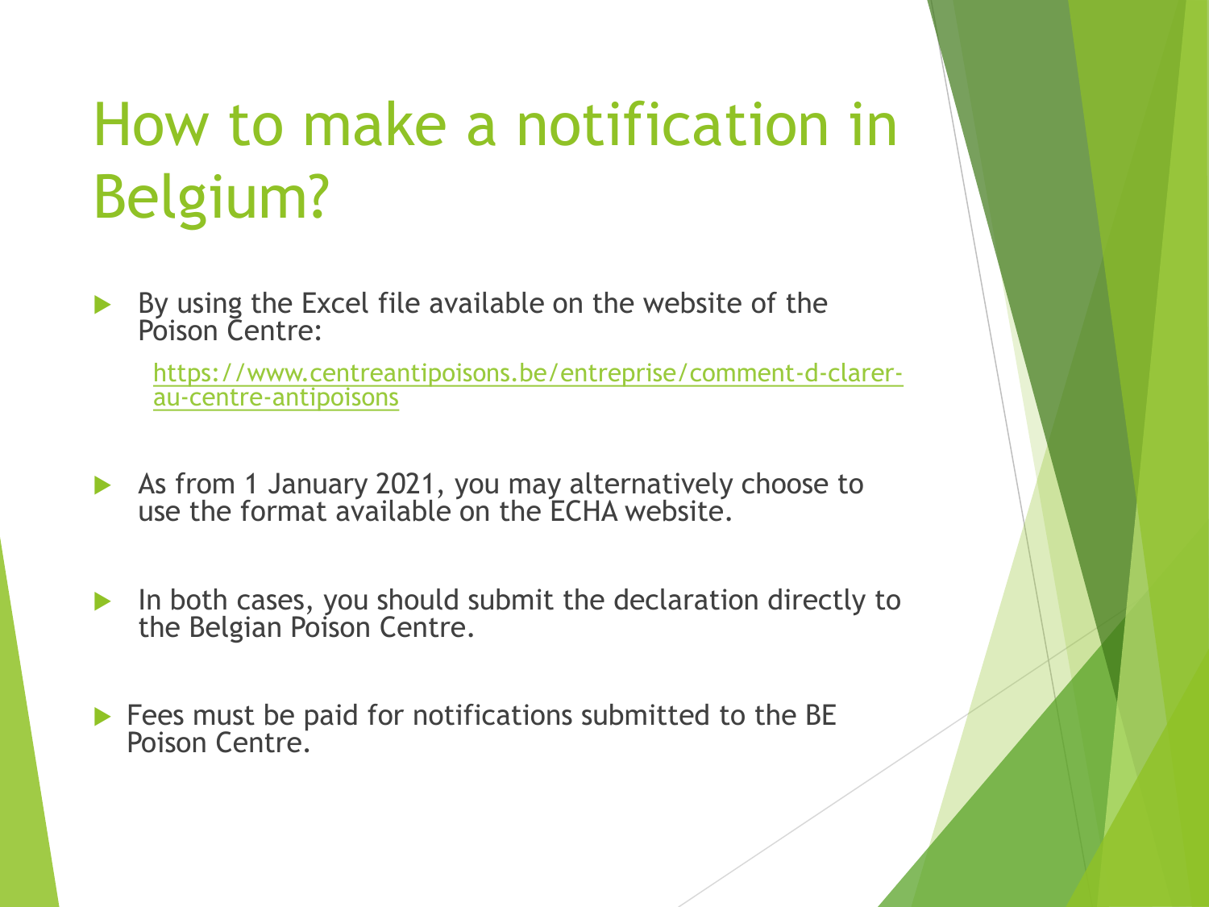# How to make a notification in Belgium?

- By using the Excel file available on the website of the Poison Centre:

  https://www.centreantipoisons.be/entreprise/comment-d-clarer-au-centre-antipoisons

- As from 1 January 2021, you may alternatively choose to use the format available on the ECHA website.

- In both cases, you should submit the declaration directly to the Belgian Poison Centre.

- Fees must be paid for notifications submitted to the BE Poison Centre.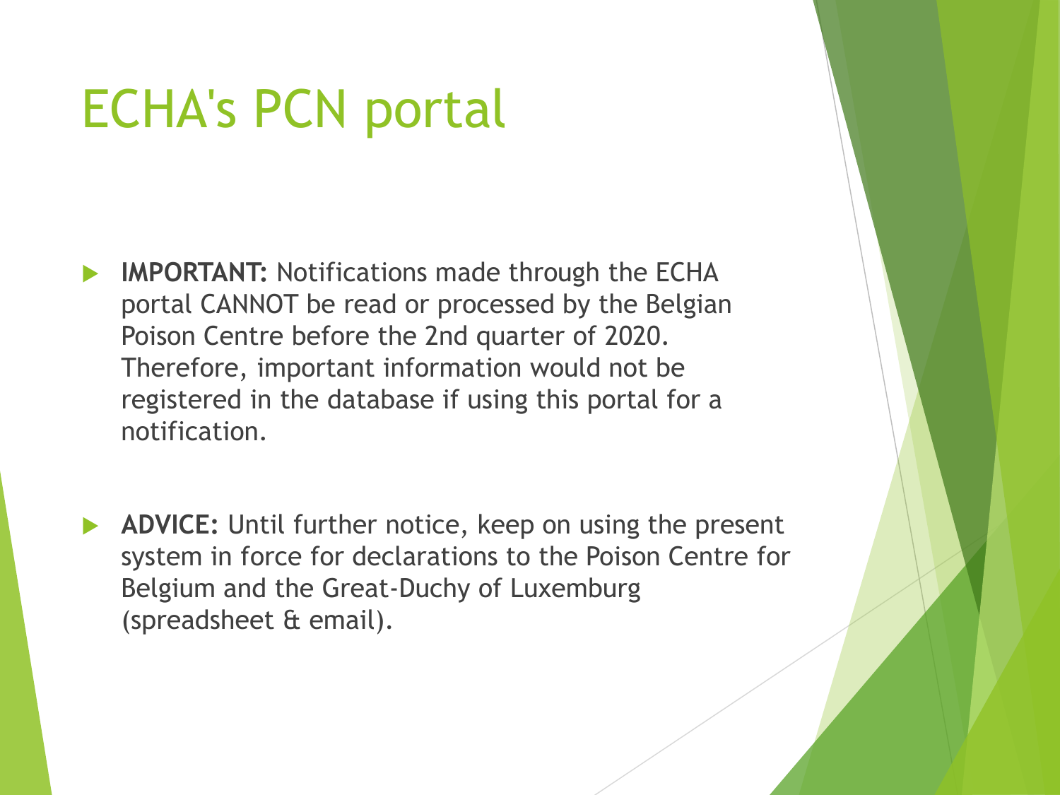# ECHA's PCN portal

- **IMPORTANT:** Notifications made through the ECHA portal CANNOT be read or processed by the Belgian Poison Centre before the 2nd quarter of 2020. Therefore, important information would not be registered in the database if using this portal for a notification.

- **ADVICE:** Until further notice, keep on using the present system in force for declarations to the Poison Centre for Belgium and the Great-Duchy of Luxemburg (spreadsheet & email).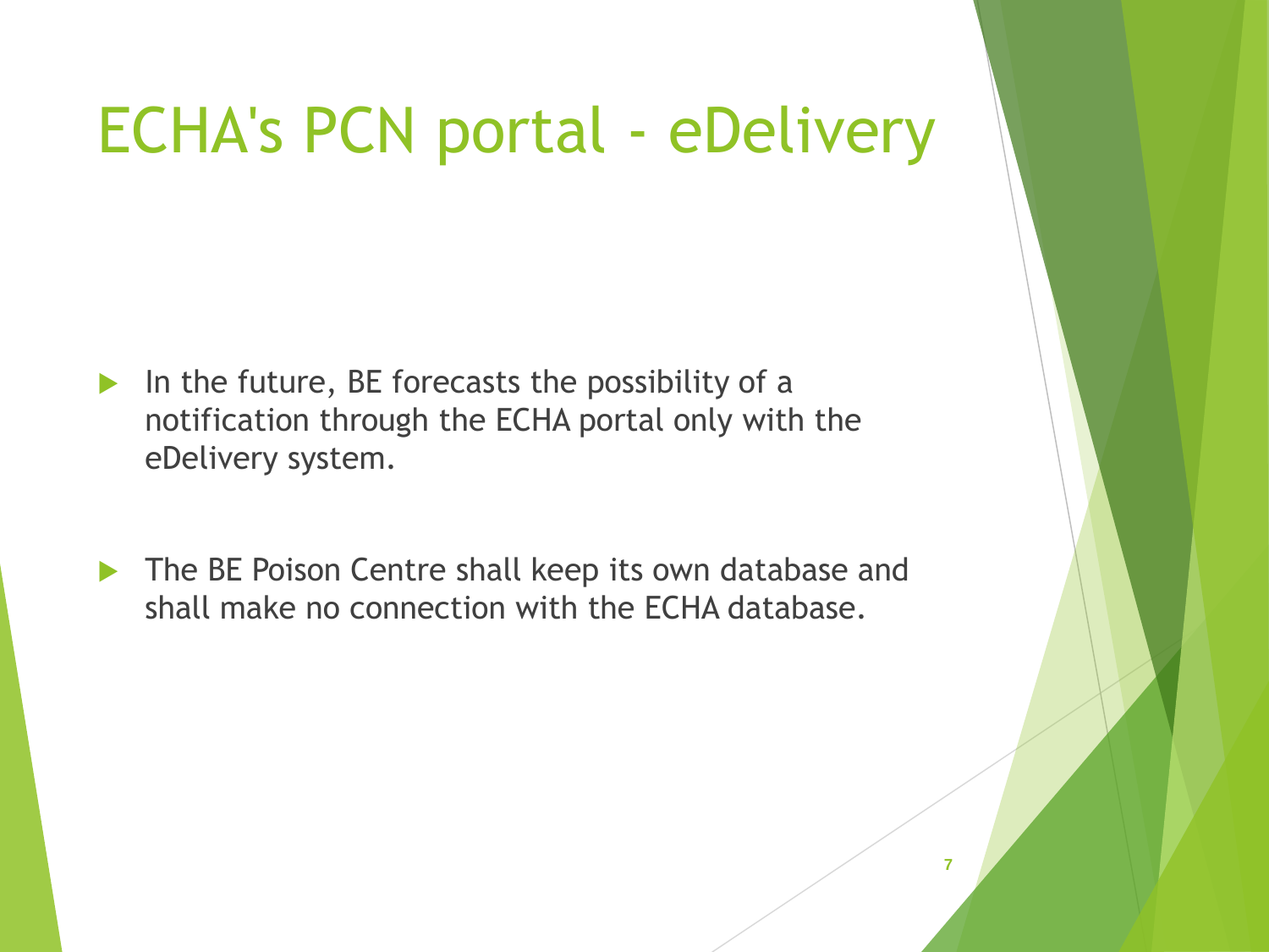# ECHA's PCN portal - eDelivery

- In the future, BE forecasts the possibility of a notification through the ECHA portal only with the eDelivery system.
- The BE Poison Centre shall keep its own database and shall make no connection with the ECHA database.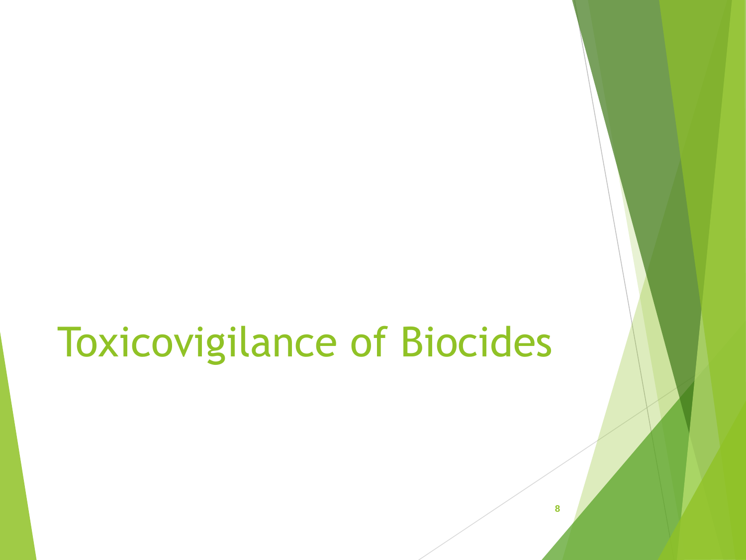# Toxicovigilance of Biocides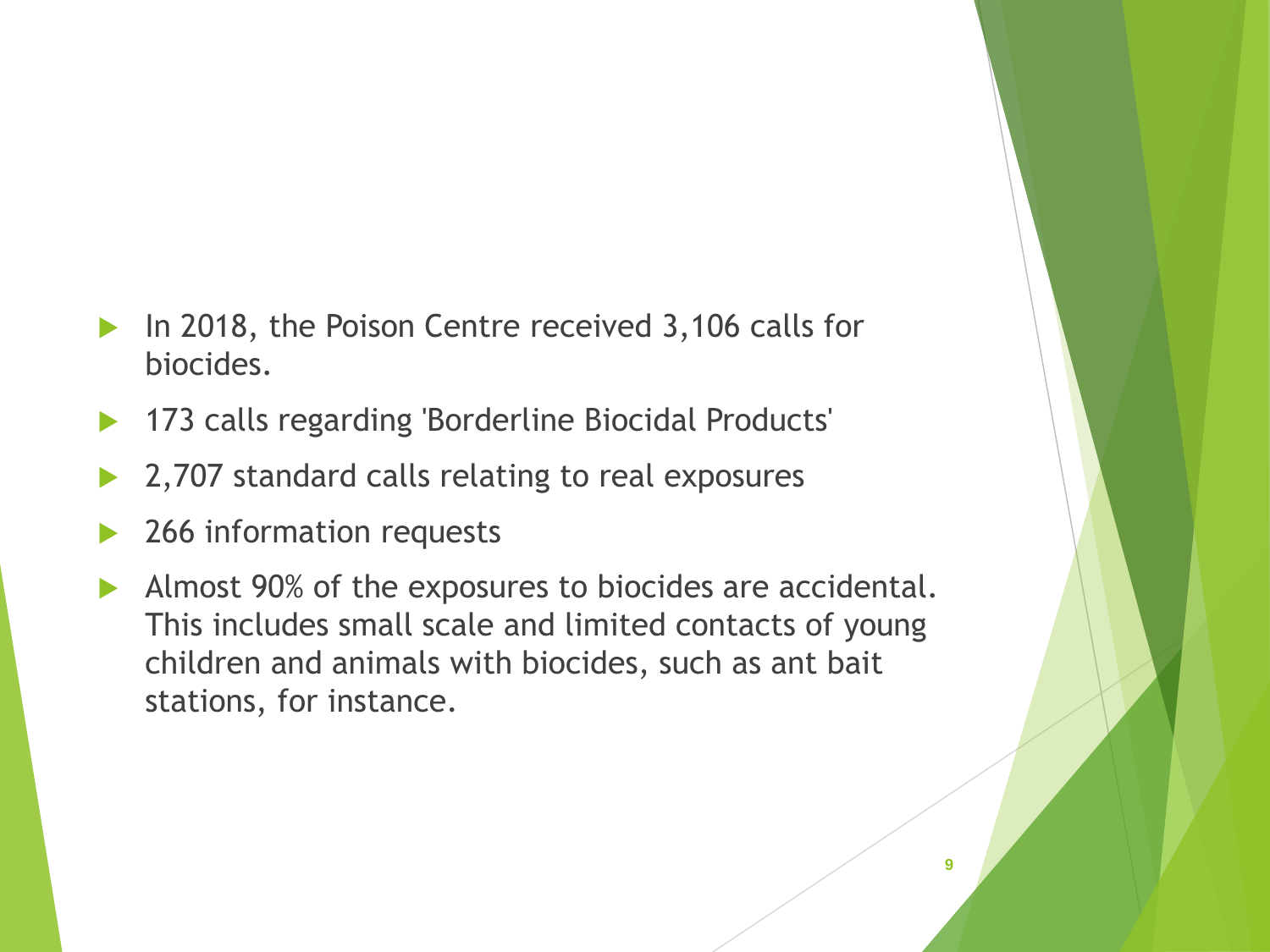- In 2018, the Poison Centre received 3,106 calls for biocides.
- 173 calls regarding 'Borderline Biocidal Products'
- 2,707 standard calls relating to real exposures
- 266 information requests
- Almost 90% of the exposures to biocides are accidental. This includes small scale and limited contacts of young children and animals with biocides, such as ant bait stations, for instance.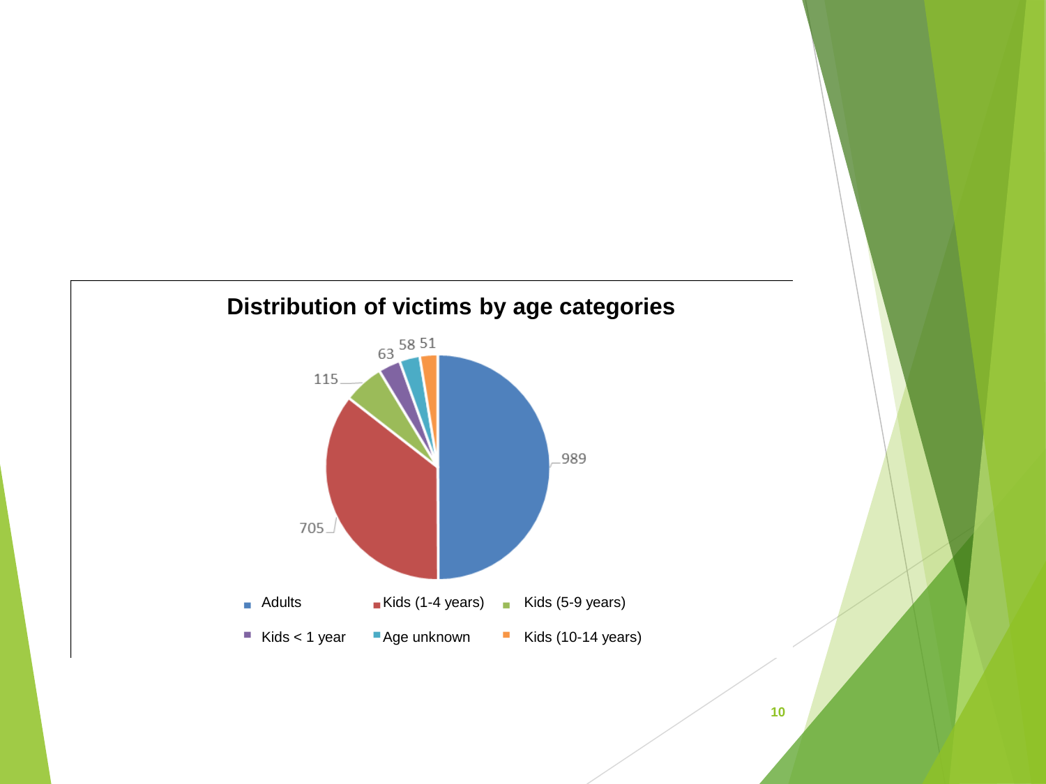## Distribution of victims by age categories

| Category | Victims |
| --- | --- |
| Adults | 989 |
| Kids (1-4 years) | 705 |
| Kids (5-9 years) | 115 |
| Kids < 1 year | 63 |
| Age unknown | 58 |
| Kids (10-14 years) | 51 |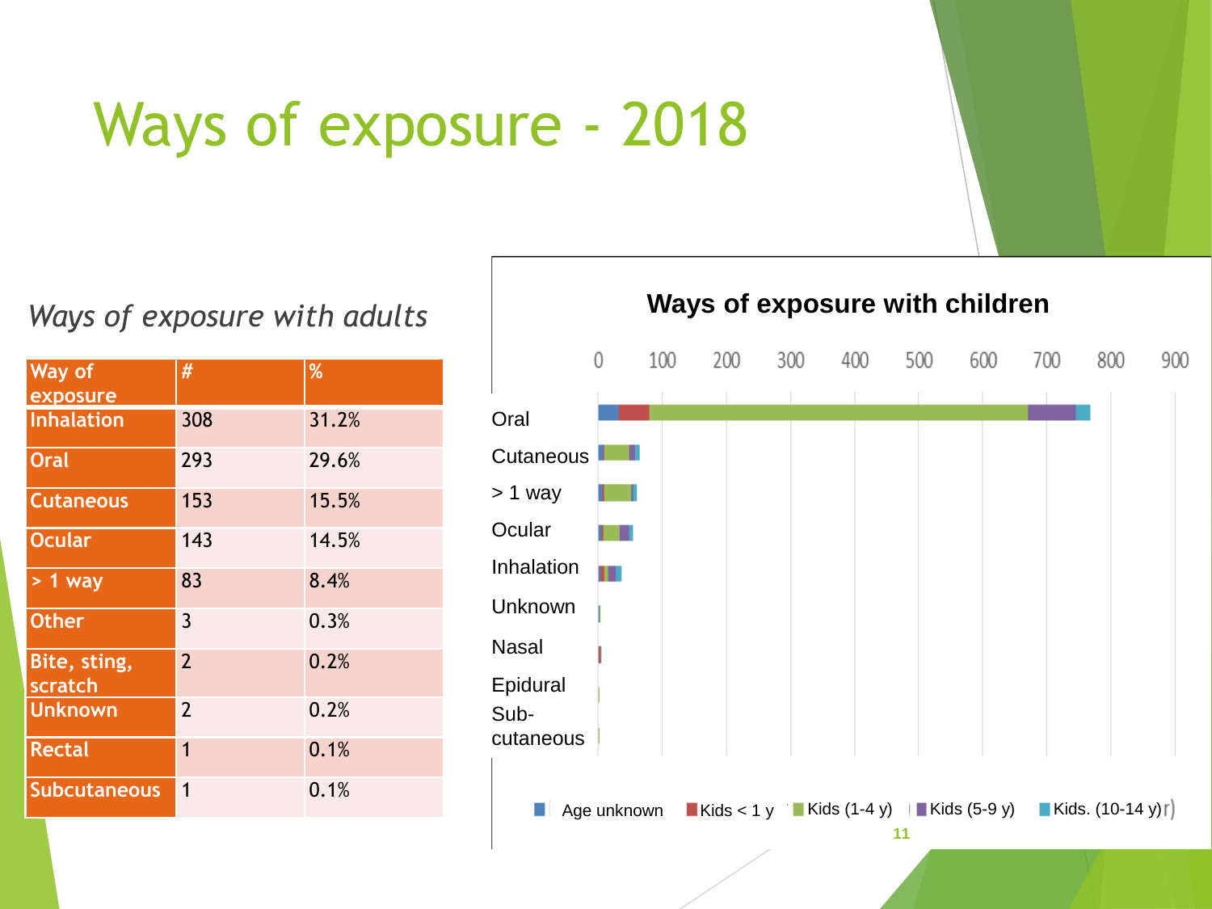# Ways of exposure - 2018

*Ways of exposure with adults*

| Way of exposure | # | % |
|---|---|---|
| Inhalation | 308 | 31.2% |
| Oral | 293 | 29.6% |
| Cutaneous | 153 | 15.5% |
| Ocular | 143 | 14.5% |
| > 1 way | 83 | 8.4% |
| Other | 3 | 0.3% |
| Bite, sting, scratch | 2 | 0.2% |
| Unknown | 2 | 0.2% |
| Rectal | 1 | 0.1% |
| Subcutaneous | 1 | 0.1% |

**Ways of exposure with children**

Categories: Oral, Cutaneous, > 1 way, Ocular, Inhalation, Unknown, Nasal, Epidural, Sub-cutaneous

Axis: 0, 100, 200, 300, 400, 500, 600, 700, 800, 900

Legend: Age unknown, Kids < 1 y, Kids (1-4 y), Kids (5-9 y), Kids. (10-14 y)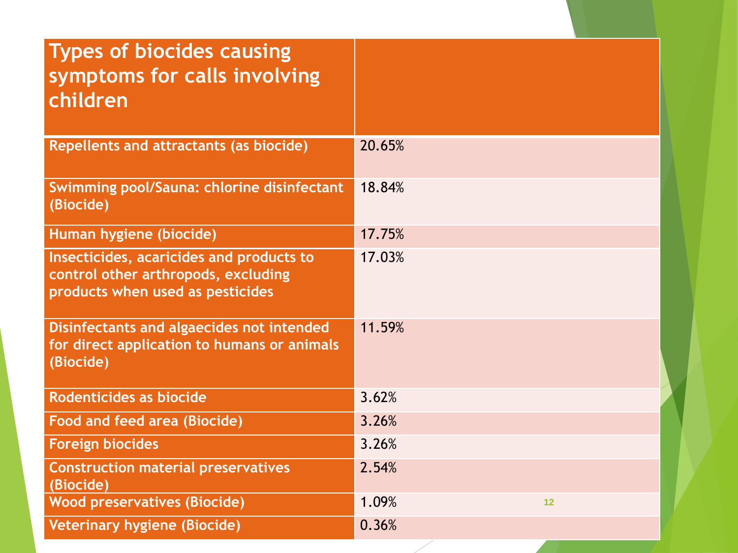| Types of biocides causing symptoms for calls involving children | |
|---|---|
| Repellents and attractants (as biocide) | 20.65% |
| Swimming pool/Sauna: chlorine disinfectant (Biocide) | 18.84% |
| Human hygiene (biocide) | 17.75% |
| Insecticides, acaricides and products to control other arthropods, excluding products when used as pesticides | 17.03% |
| Disinfectants and algaecides not intended for direct application to humans or animals (Biocide) | 11.59% |
| Rodenticides as biocide | 3.62% |
| Food and feed area (Biocide) | 3.26% |
| Foreign biocides | 3.26% |
| Construction material preservatives (Biocide) | 2.54% |
| Wood preservatives (Biocide) | 1.09% |
| Veterinary hygiene (Biocide) | 0.36% |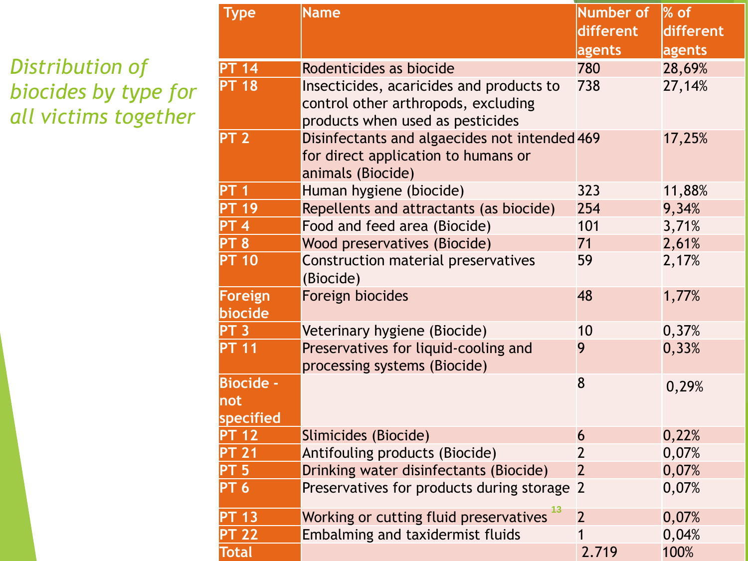*Distribution of biocides by type for all victims together*

| Type | Name | Number of different agents | % of different agents |
|---|---|---|---|
| PT 14 | Rodenticides as biocide | 780 | 28,69% |
| PT 18 | Insecticides, acaricides and products to control other arthropods, excluding products when used as pesticides | 738 | 27,14% |
| PT 2 | Disinfectants and algaecides not intended for direct application to humans or animals (Biocide) | 469 | 17,25% |
| PT 1 | Human hygiene (biocide) | 323 | 11,88% |
| PT 19 | Repellents and attractants (as biocide) | 254 | 9,34% |
| PT 4 | Food and feed area (Biocide) | 101 | 3,71% |
| PT 8 | Wood preservatives (Biocide) | 71 | 2,61% |
| PT 10 | Construction material preservatives (Biocide) | 59 | 2,17% |
| Foreign biocide | Foreign biocides | 48 | 1,77% |
| PT 3 | Veterinary hygiene (Biocide) | 10 | 0,37% |
| PT 11 | Preservatives for liquid-cooling and processing systems (Biocide) | 9 | 0,33% |
| Biocide - not specified | | 8 | 0,29% |
| PT 12 | Slimicides (Biocide) | 6 | 0,22% |
| PT 21 | Antifouling products (Biocide) | 2 | 0,07% |
| PT 5 | Drinking water disinfectants (Biocide) | 2 | 0,07% |
| PT 6 | Preservatives for products during storage | 2 | 0,07% |
| PT 13 | Working or cutting fluid preservatives | 2 | 0,07% |
| PT 22 | Embalming and taxidermist fluids | 1 | 0,04% |
| Total | | 2.719 | 100% |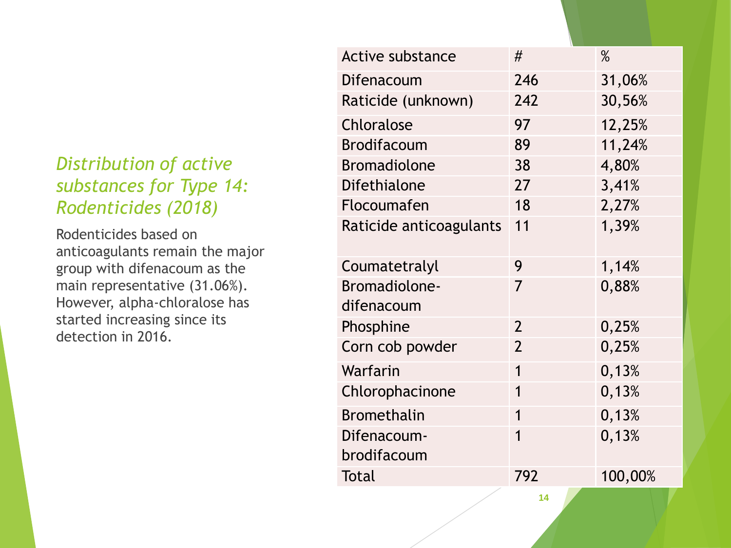## *Distribution of active substances for Type 14: Rodenticides (2018)*

Rodenticides based on anticoagulants remain the major group with difenacoum as the main representative (31.06%). However, alpha-chloralose has started increasing since its detection in 2016.

| Active substance | # | % |
|---|---|---|
| Difenacoum | 246 | 31,06% |
| Raticide (unknown) | 242 | 30,56% |
| Chloralose | 97 | 12,25% |
| Brodifacoum | 89 | 11,24% |
| Bromadiolone | 38 | 4,80% |
| Difethialone | 27 | 3,41% |
| Flocoumafen | 18 | 2,27% |
| Raticide anticoagulants | 11 | 1,39% |
| Coumatetralyl | 9 | 1,14% |
| Bromadiolone-difenacoum | 7 | 0,88% |
| Phosphine | 2 | 0,25% |
| Corn cob powder | 2 | 0,25% |
| Warfarin | 1 | 0,13% |
| Chlorophacinone | 1 | 0,13% |
| Bromethalin | 1 | 0,13% |
| Difenacoum-brodifacoum | 1 | 0,13% |
| Total | 792 | 100,00% |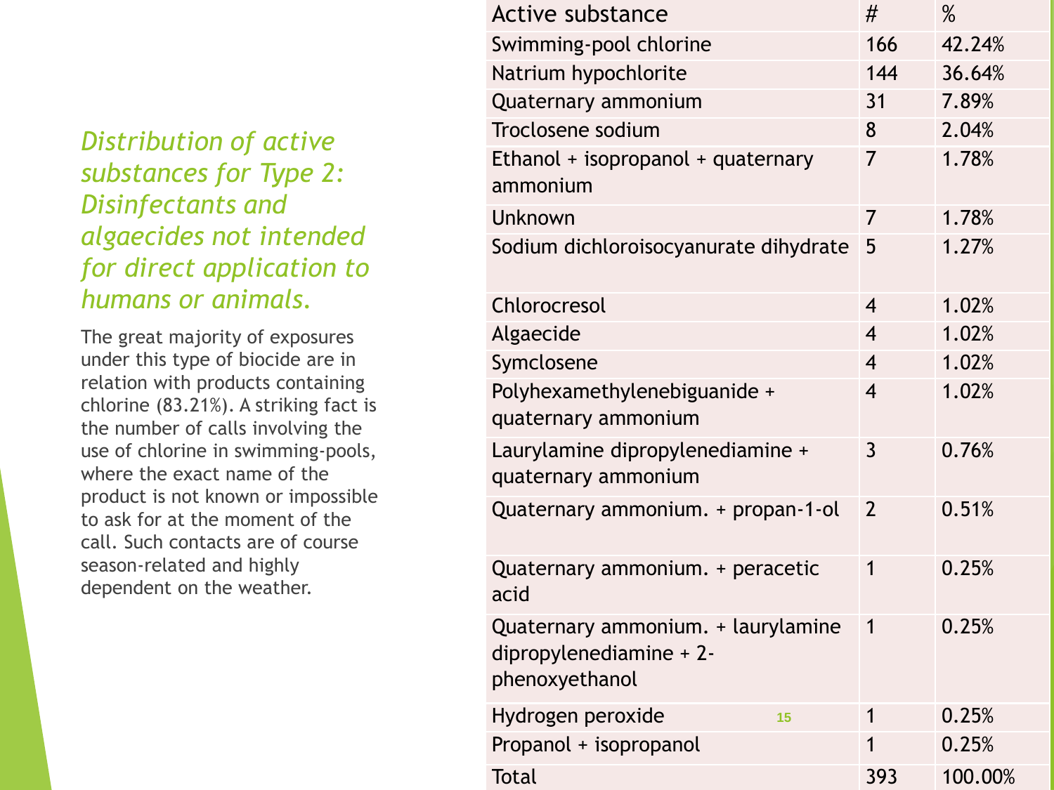## *Distribution of active substances for Type 2: Disinfectants and algaecides not intended for direct application to humans or animals.*

The great majority of exposures under this type of biocide are in relation with products containing chlorine (83.21%). A striking fact is the number of calls involving the use of chlorine in swimming-pools, where the exact name of the product is not known or impossible to ask for at the moment of the call. Such contacts are of course season-related and highly dependent on the weather.

| Active substance | # | % |
|---|---|---|
| Swimming-pool chlorine | 166 | 42.24% |
| Natrium hypochlorite | 144 | 36.64% |
| Quaternary ammonium | 31 | 7.89% |
| Troclosene sodium | 8 | 2.04% |
| Ethanol + isopropanol + quaternary ammonium | 7 | 1.78% |
| Unknown | 7 | 1.78% |
| Sodium dichloroisocyanurate dihydrate | 5 | 1.27% |
| Chlorocresol | 4 | 1.02% |
| Algaecide | 4 | 1.02% |
| Symclosene | 4 | 1.02% |
| Polyhexamethylenebiguanide + quaternary ammonium | 4 | 1.02% |
| Laurylamine dipropylenediamine + quaternary ammonium | 3 | 0.76% |
| Quaternary ammonium. + propan-1-ol | 2 | 0.51% |
| Quaternary ammonium. + peracetic acid | 1 | 0.25% |
| Quaternary ammonium. + laurylamine dipropylenediamine + 2-phenoxyethanol | 1 | 0.25% |
| Hydrogen peroxide | 1 | 0.25% |
| Propanol + isopropanol | 1 | 0.25% |
| Total | 393 | 100.00% |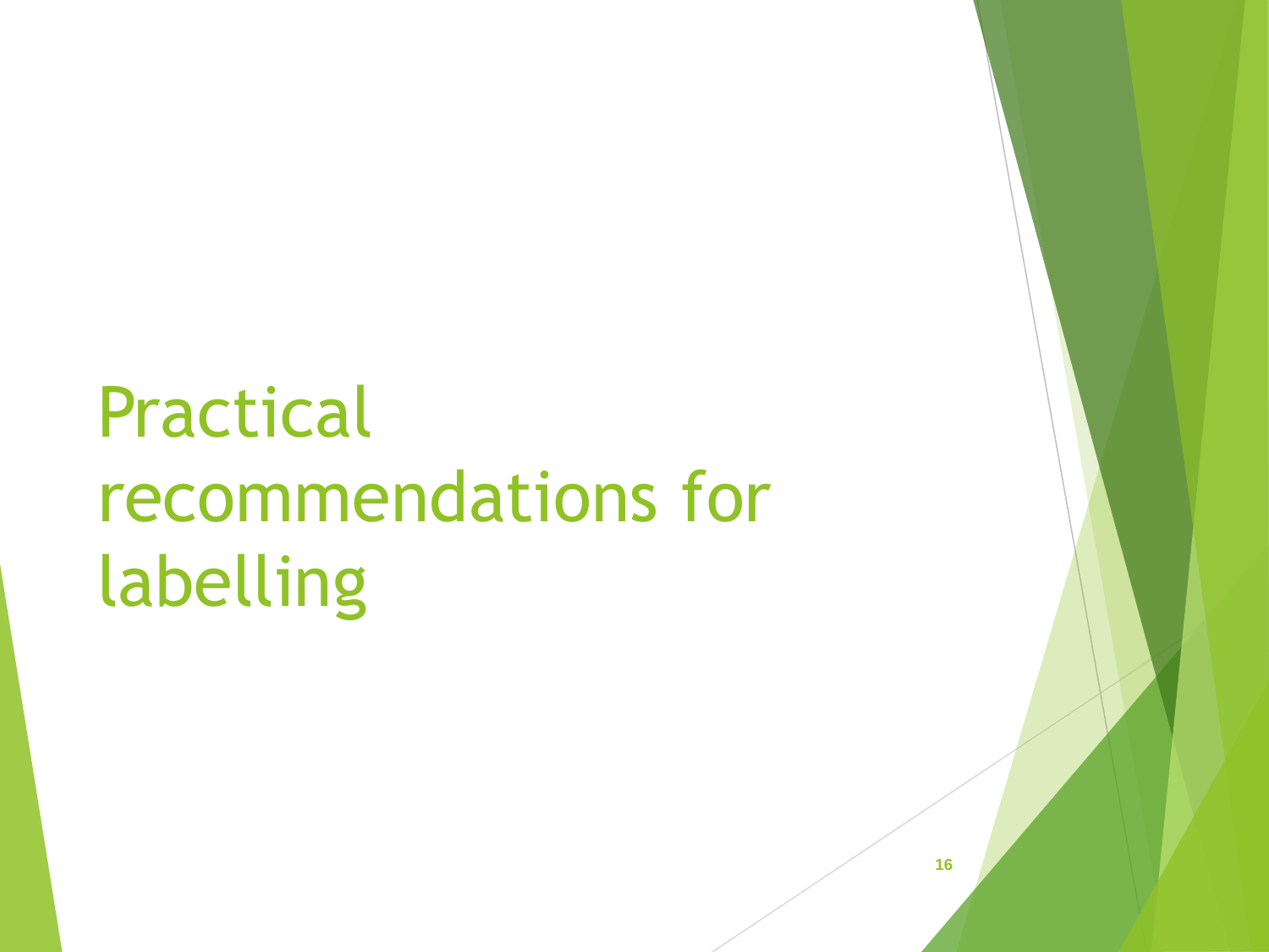# Practical recommendations for labelling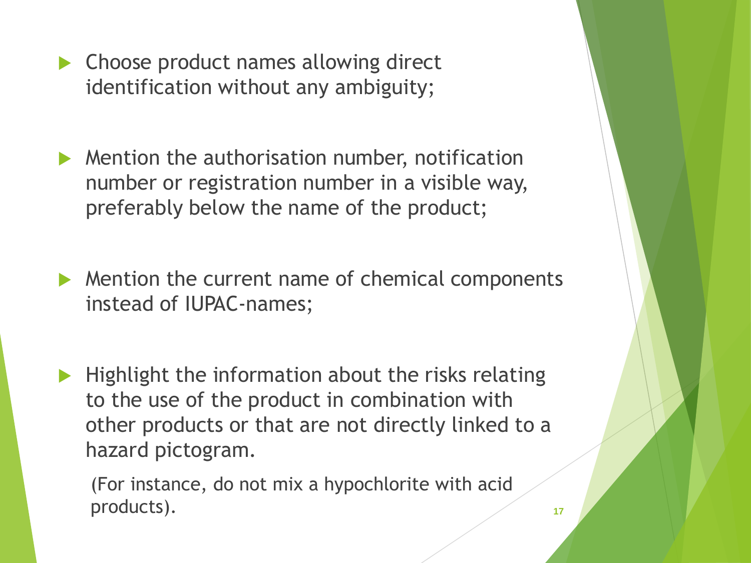- Choose product names allowing direct identification without any ambiguity;

- Mention the authorisation number, notification number or registration number in a visible way, preferably below the name of the product;

- Mention the current name of chemical components instead of IUPAC-names;

- Highlight the information about the risks relating to the use of the product in combination with other products or that are not directly linked to a hazard pictogram.

  (For instance, do not mix a hypochlorite with acid products).